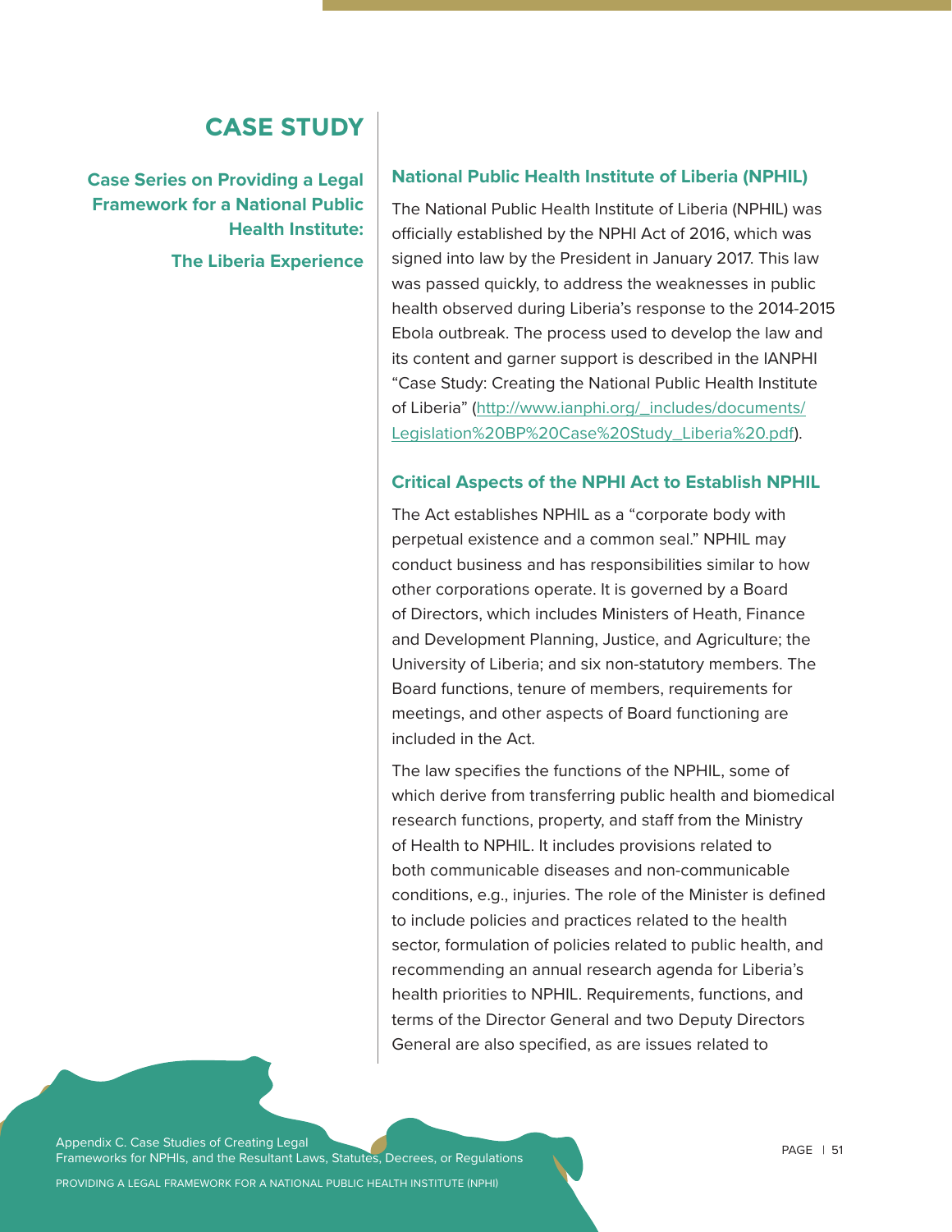# CASE STUDY

**Case Series on Providing a Legal Framework for a National Public Health Institute:**

**The Liberia Experience**

## National Public Health Institute of Liberia (NPHIL)

The National Public Health Institute of Liberia (NPHIL) was officially established by the NPHI Act of 2016, which was signed into law by the President in January 2017. This law was passed quickly, to address the weaknesses in public health observed during Liberia's response to the 2014-2015 Ebola outbreak. The process used to develop the law and its content and garner support is described in the IANPHI "Case Study: Creating the National Public Health Institute of Liberia" (http://www.ianphi.org/_includes/documents/Legislation%20BP%20Case%20Study_Liberia%20.pdf).

## Critical Aspects of the NPHI Act to Establish NPHIL

The Act establishes NPHIL as a "corporate body with perpetual existence and a common seal." NPHIL may conduct business and has responsibilities similar to how other corporations operate. It is governed by a Board of Directors, which includes Ministers of Heath, Finance and Development Planning, Justice, and Agriculture; the University of Liberia; and six non-statutory members. The Board functions, tenure of members, requirements for meetings, and other aspects of Board functioning are included in the Act.

The law specifies the functions of the NPHIL, some of which derive from transferring public health and biomedical research functions, property, and staff from the Ministry of Health to NPHIL. It includes provisions related to both communicable diseases and non-communicable conditions, e.g., injuries. The role of the Minister is defined to include policies and practices related to the health sector, formulation of policies related to public health, and recommending an annual research agenda for Liberia's health priorities to NPHIL. Requirements, functions, and terms of the Director General and two Deputy Directors General are also specified, as are issues related to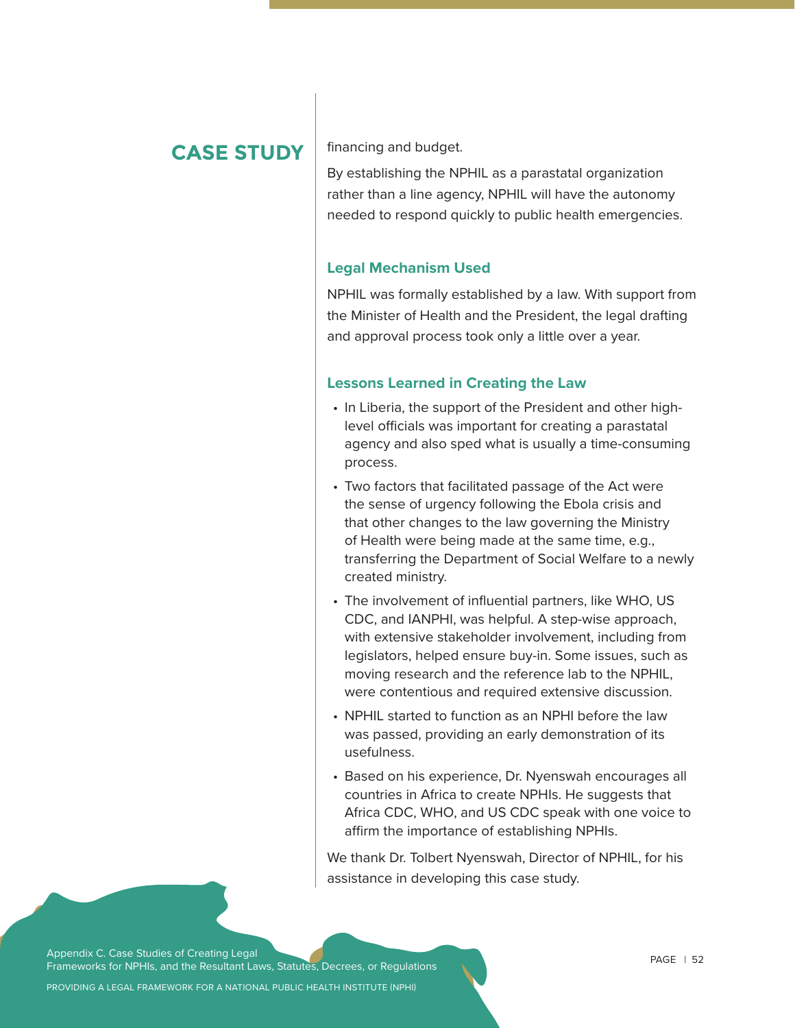## CASE STUDY

financing and budget.

By establishing the NPHIL as a parastatal organization rather than a line agency, NPHIL will have the autonomy needed to respond quickly to public health emergencies.

### Legal Mechanism Used

NPHIL was formally established by a law. With support from the Minister of Health and the President, the legal drafting and approval process took only a little over a year.

### Lessons Learned in Creating the Law

- In Liberia, the support of the President and other high-level officials was important for creating a parastatal agency and also sped what is usually a time-consuming process.
- Two factors that facilitated passage of the Act were the sense of urgency following the Ebola crisis and that other changes to the law governing the Ministry of Health were being made at the same time, e.g., transferring the Department of Social Welfare to a newly created ministry.
- The involvement of influential partners, like WHO, US CDC, and IANPHI, was helpful. A step-wise approach, with extensive stakeholder involvement, including from legislators, helped ensure buy-in. Some issues, such as moving research and the reference lab to the NPHIL, were contentious and required extensive discussion.
- NPHIL started to function as an NPHI before the law was passed, providing an early demonstration of its usefulness.
- Based on his experience, Dr. Nyenswah encourages all countries in Africa to create NPHIs. He suggests that Africa CDC, WHO, and US CDC speak with one voice to affirm the importance of establishing NPHIs.

We thank Dr. Tolbert Nyenswah, Director of NPHIL, for his assistance in developing this case study.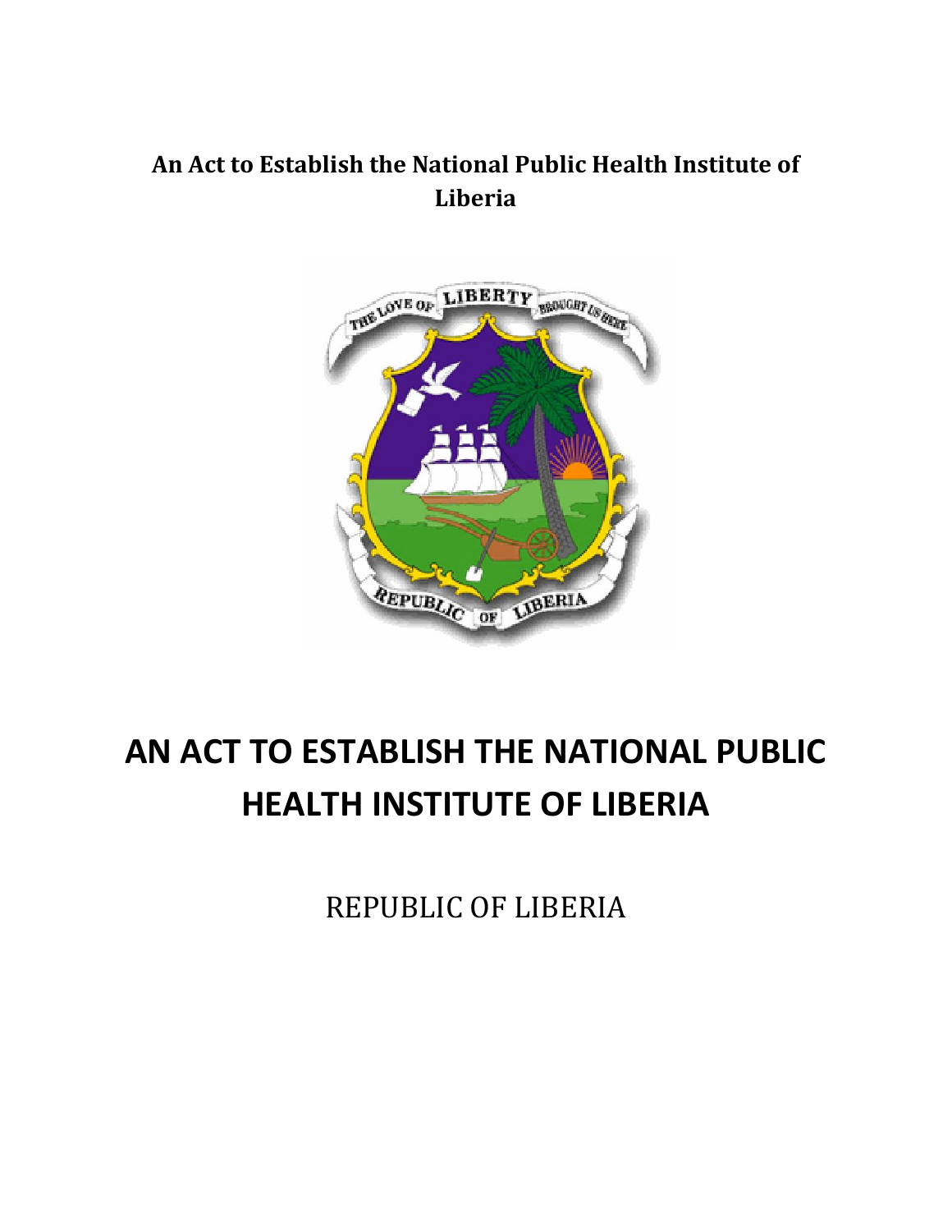**An Act to Establish the National Public Health Institute of Liberia**

# AN ACT TO ESTABLISH THE NATIONAL PUBLIC HEALTH INSTITUTE OF LIBERIA

REPUBLIC OF LIBERIA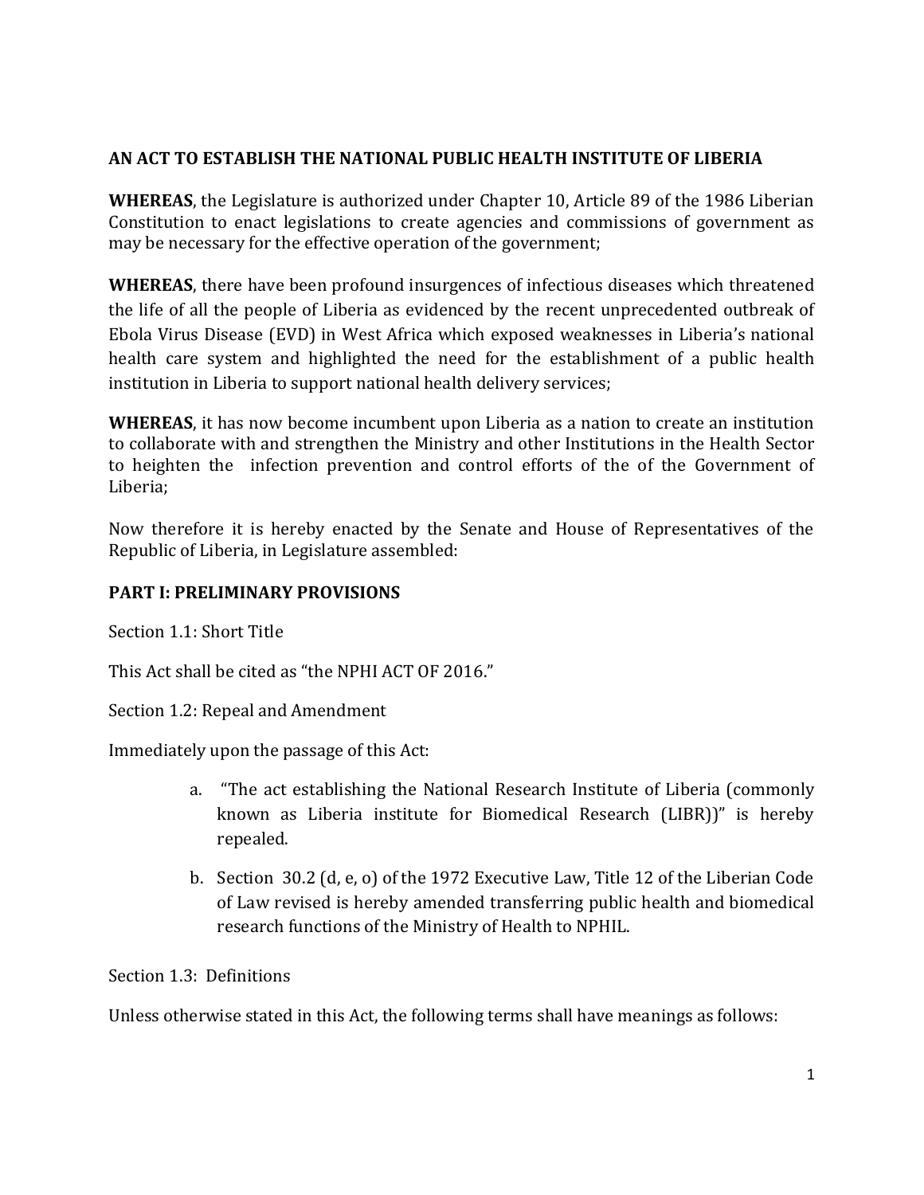**AN ACT TO ESTABLISH THE NATIONAL PUBLIC HEALTH INSTITUTE OF LIBERIA**

**WHEREAS**, the Legislature is authorized under Chapter 10, Article 89 of the 1986 Liberian Constitution to enact legislations to create agencies and commissions of government as may be necessary for the effective operation of the government;

**WHEREAS**, there have been profound insurgences of infectious diseases which threatened the life of all the people of Liberia as evidenced by the recent unprecedented outbreak of Ebola Virus Disease (EVD) in West Africa which exposed weaknesses in Liberia's national health care system and highlighted the need for the establishment of a public health institution in Liberia to support national health delivery services;

**WHEREAS**, it has now become incumbent upon Liberia as a nation to create an institution to collaborate with and strengthen the Ministry and other Institutions in the Health Sector to heighten the infection prevention and control efforts of the of the Government of Liberia;

Now therefore it is hereby enacted by the Senate and House of Representatives of the Republic of Liberia, in Legislature assembled:

**PART I: PRELIMINARY PROVISIONS**

Section 1.1: Short Title

This Act shall be cited as "the NPHI ACT OF 2016."

Section 1.2: Repeal and Amendment

Immediately upon the passage of this Act:

a. "The act establishing the National Research Institute of Liberia (commonly known as Liberia institute for Biomedical Research (LIBR))" is hereby repealed.

b. Section 30.2 (d, e, o) of the 1972 Executive Law, Title 12 of the Liberian Code of Law revised is hereby amended transferring public health and biomedical research functions of the Ministry of Health to NPHIL.

Section 1.3: Definitions

Unless otherwise stated in this Act, the following terms shall have meanings as follows: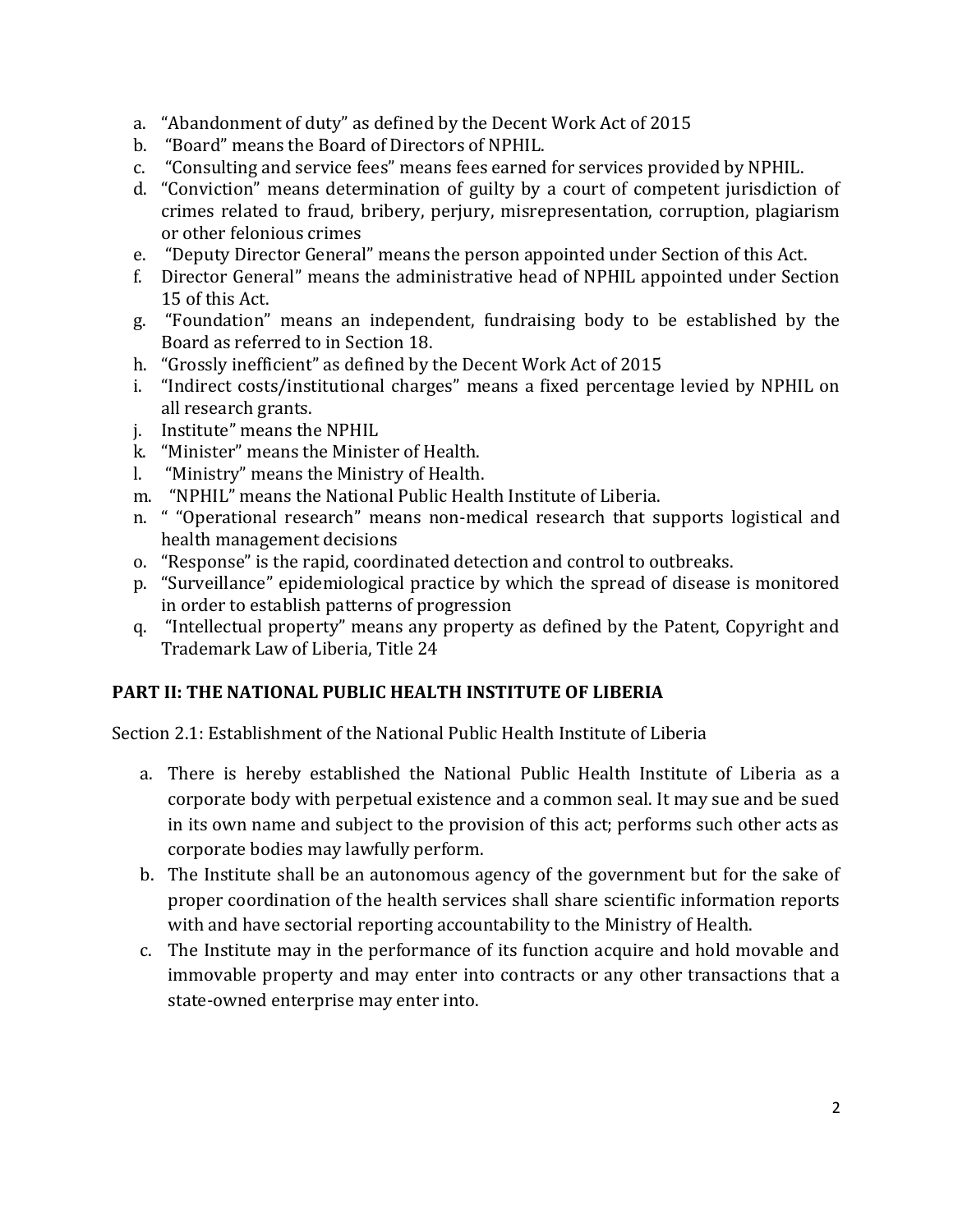a. “Abandonment of duty” as defined by the Decent Work Act of 2015
b. “Board” means the Board of Directors of NPHIL.
c. “Consulting and service fees” means fees earned for services provided by NPHIL.
d. “Conviction” means determination of guilty by a court of competent jurisdiction of crimes related to fraud, bribery, perjury, misrepresentation, corruption, plagiarism or other felonious crimes
e. “Deputy Director General” means the person appointed under Section of this Act.
f. Director General” means the administrative head of NPHIL appointed under Section 15 of this Act.
g. “Foundation” means an independent, fundraising body to be established by the Board as referred to in Section 18.
h. “Grossly inefficient” as defined by the Decent Work Act of 2015
i. “Indirect costs/institutional charges” means a fixed percentage levied by NPHIL on all research grants.
j. Institute” means the NPHIL
k. “Minister” means the Minister of Health.
l. “Ministry” means the Ministry of Health.
m. “NPHIL” means the National Public Health Institute of Liberia.
n. “ “Operational research” means non-medical research that supports logistical and health management decisions
o. “Response” is the rapid, coordinated detection and control to outbreaks.
p. “Surveillance” epidemiological practice by which the spread of disease is monitored in order to establish patterns of progression
q. “Intellectual property” means any property as defined by the Patent, Copyright and Trademark Law of Liberia, Title 24

## PART II: THE NATIONAL PUBLIC HEALTH INSTITUTE OF LIBERIA

Section 2.1: Establishment of the National Public Health Institute of Liberia

a. There is hereby established the National Public Health Institute of Liberia as a corporate body with perpetual existence and a common seal. It may sue and be sued in its own name and subject to the provision of this act; performs such other acts as corporate bodies may lawfully perform.
b. The Institute shall be an autonomous agency of the government but for the sake of proper coordination of the health services shall share scientific information reports with and have sectorial reporting accountability to the Ministry of Health.
c. The Institute may in the performance of its function acquire and hold movable and immovable property and may enter into contracts or any other transactions that a state-owned enterprise may enter into.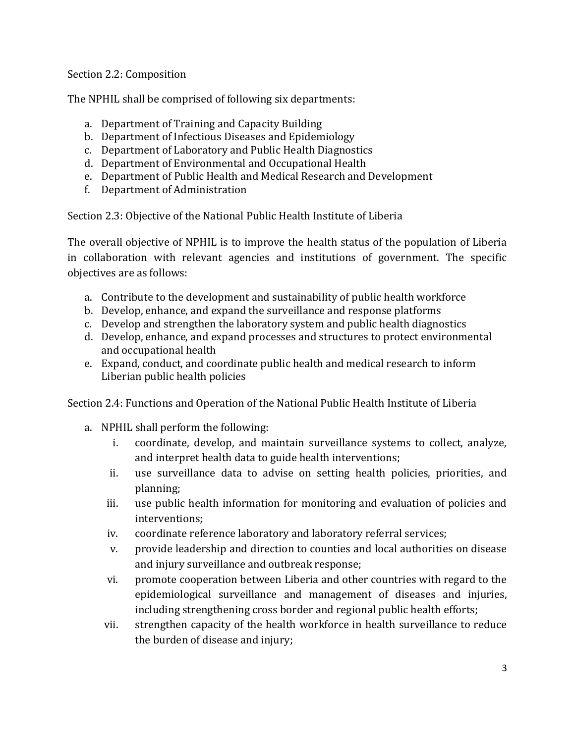Section 2.2: Composition

The NPHIL shall be comprised of following six departments:

a. Department of Training and Capacity Building
b. Department of Infectious Diseases and Epidemiology
c. Department of Laboratory and Public Health Diagnostics
d. Department of Environmental and Occupational Health
e. Department of Public Health and Medical Research and Development
f. Department of Administration

Section 2.3: Objective of the National Public Health Institute of Liberia

The overall objective of NPHIL is to improve the health status of the population of Liberia in collaboration with relevant agencies and institutions of government. The specific objectives are as follows:

a. Contribute to the development and sustainability of public health workforce
b. Develop, enhance, and expand the surveillance and response platforms
c. Develop and strengthen the laboratory system and public health diagnostics
d. Develop, enhance, and expand processes and structures to protect environmental and occupational health
e. Expand, conduct, and coordinate public health and medical research to inform Liberian public health policies

Section 2.4: Functions and Operation of the National Public Health Institute of Liberia

a. NPHIL shall perform the following:
   i. coordinate, develop, and maintain surveillance systems to collect, analyze, and interpret health data to guide health interventions;
   ii. use surveillance data to advise on setting health policies, priorities, and planning;
   iii. use public health information for monitoring and evaluation of policies and interventions;
   iv. coordinate reference laboratory and laboratory referral services;
   v. provide leadership and direction to counties and local authorities on disease and injury surveillance and outbreak response;
   vi. promote cooperation between Liberia and other countries with regard to the epidemiological surveillance and management of diseases and injuries, including strengthening cross border and regional public health efforts;
   vii. strengthen capacity of the health workforce in health surveillance to reduce the burden of disease and injury;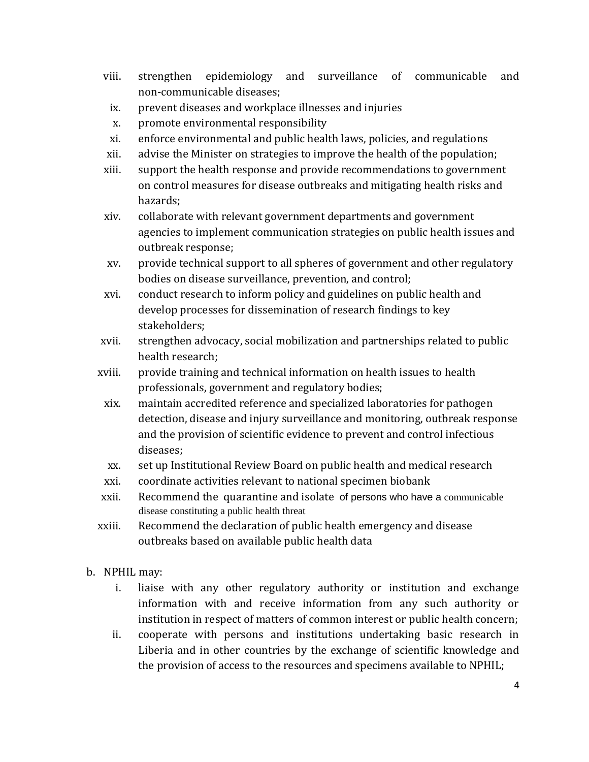viii. strengthen epidemiology and surveillance of communicable and non-communicable diseases;
ix. prevent diseases and workplace illnesses and injuries
x. promote environmental responsibility
xi. enforce environmental and public health laws, policies, and regulations
xii. advise the Minister on strategies to improve the health of the population;
xiii. support the health response and provide recommendations to government on control measures for disease outbreaks and mitigating health risks and hazards;
xiv. collaborate with relevant government departments and government agencies to implement communication strategies on public health issues and outbreak response;
xv. provide technical support to all spheres of government and other regulatory bodies on disease surveillance, prevention, and control;
xvi. conduct research to inform policy and guidelines on public health and develop processes for dissemination of research findings to key stakeholders;
xvii. strengthen advocacy, social mobilization and partnerships related to public health research;
xviii. provide training and technical information on health issues to health professionals, government and regulatory bodies;
xix. maintain accredited reference and specialized laboratories for pathogen detection, disease and injury surveillance and monitoring, outbreak response and the provision of scientific evidence to prevent and control infectious diseases;
xx. set up Institutional Review Board on public health and medical research
xxi. coordinate activities relevant to national specimen biobank
xxii. Recommend the quarantine and isolate of persons who have a communicable disease constituting a public health threat
xxiii. Recommend the declaration of public health emergency and disease outbreaks based on available public health data

b. NPHIL may:
   i. liaise with any other regulatory authority or institution and exchange information with and receive information from any such authority or institution in respect of matters of common interest or public health concern;
   ii. cooperate with persons and institutions undertaking basic research in Liberia and in other countries by the exchange of scientific knowledge and the provision of access to the resources and specimens available to NPHIL;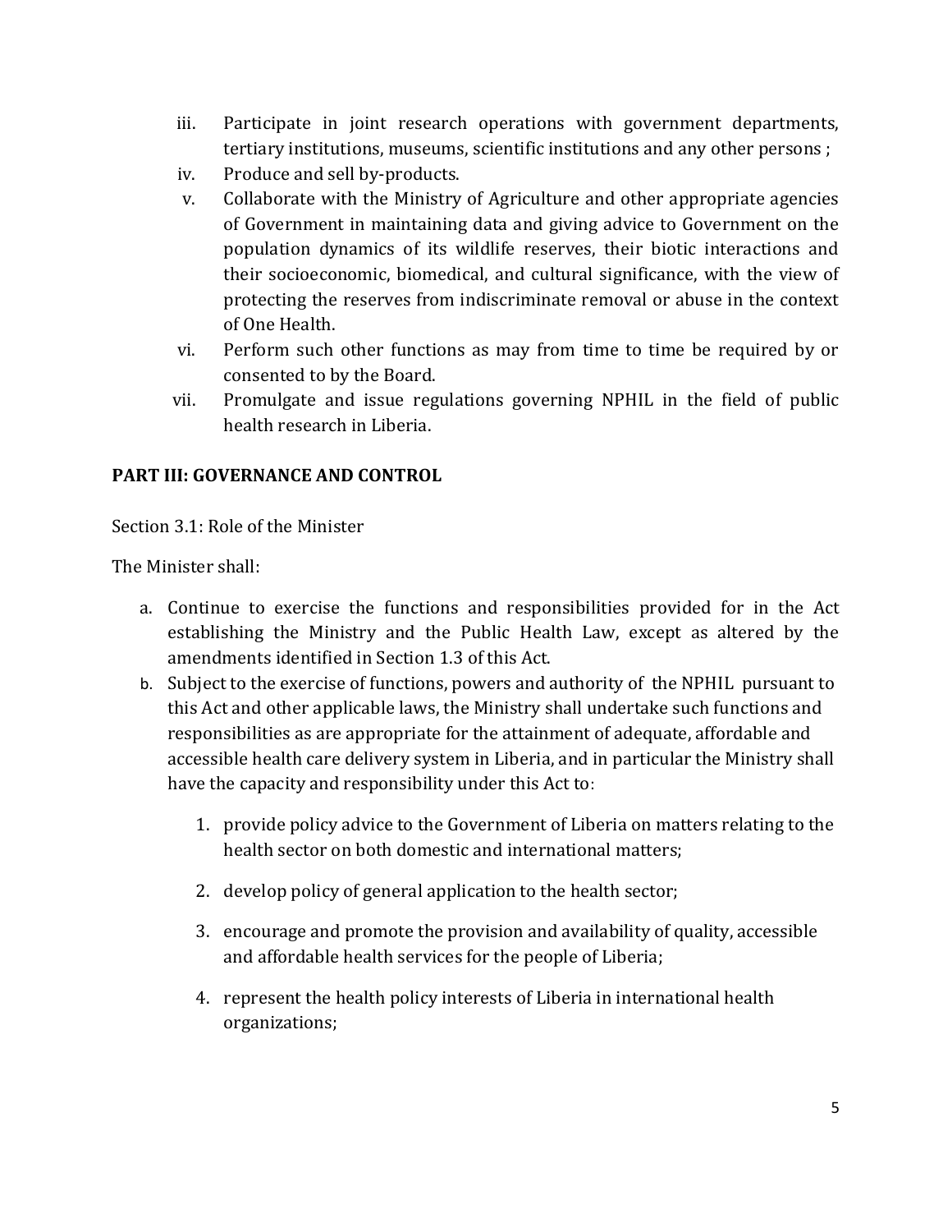iii. Participate in joint research operations with government departments, tertiary institutions, museums, scientific institutions and any other persons ;
iv. Produce and sell by-products.
v. Collaborate with the Ministry of Agriculture and other appropriate agencies of Government in maintaining data and giving advice to Government on the population dynamics of its wildlife reserves, their biotic interactions and their socioeconomic, biomedical, and cultural significance, with the view of protecting the reserves from indiscriminate removal or abuse in the context of One Health.
vi. Perform such other functions as may from time to time be required by or consented to by the Board.
vii. Promulgate and issue regulations governing NPHIL in the field of public health research in Liberia.

## PART III: GOVERNANCE AND CONTROL

Section 3.1: Role of the Minister

The Minister shall:

a. Continue to exercise the functions and responsibilities provided for in the Act establishing the Ministry and the Public Health Law, except as altered by the amendments identified in Section 1.3 of this Act.
b. Subject to the exercise of functions, powers and authority of the NPHIL pursuant to this Act and other applicable laws, the Ministry shall undertake such functions and responsibilities as are appropriate for the attainment of adequate, affordable and accessible health care delivery system in Liberia, and in particular the Ministry shall have the capacity and responsibility under this Act to:

    1. provide policy advice to the Government of Liberia on matters relating to the health sector on both domestic and international matters;

    2. develop policy of general application to the health sector;

    3. encourage and promote the provision and availability of quality, accessible and affordable health services for the people of Liberia;

    4. represent the health policy interests of Liberia in international health organizations;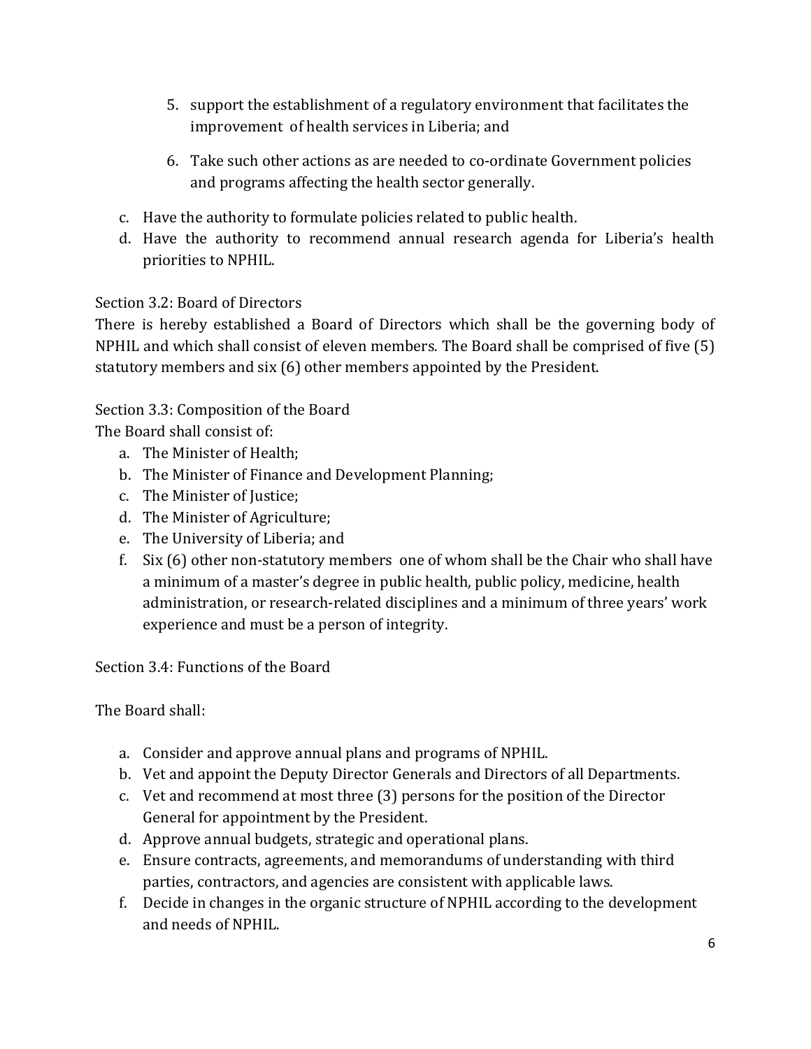5. support the establishment of a regulatory environment that facilitates the improvement of health services in Liberia; and

6. Take such other actions as are needed to co-ordinate Government policies and programs affecting the health sector generally.

c. Have the authority to formulate policies related to public health.
d. Have the authority to recommend annual research agenda for Liberia's health priorities to NPHIL.

Section 3.2: Board of Directors

There is hereby established a Board of Directors which shall be the governing body of NPHIL and which shall consist of eleven members. The Board shall be comprised of five (5) statutory members and six (6) other members appointed by the President.

Section 3.3: Composition of the Board

The Board shall consist of:

a. The Minister of Health;
b. The Minister of Finance and Development Planning;
c. The Minister of Justice;
d. The Minister of Agriculture;
e. The University of Liberia; and
f. Six (6) other non-statutory members one of whom shall be the Chair who shall have a minimum of a master's degree in public health, public policy, medicine, health administration, or research-related disciplines and a minimum of three years' work experience and must be a person of integrity.

Section 3.4: Functions of the Board

The Board shall:

a. Consider and approve annual plans and programs of NPHIL.
b. Vet and appoint the Deputy Director Generals and Directors of all Departments.
c. Vet and recommend at most three (3) persons for the position of the Director General for appointment by the President.
d. Approve annual budgets, strategic and operational plans.
e. Ensure contracts, agreements, and memorandums of understanding with third parties, contractors, and agencies are consistent with applicable laws.
f. Decide in changes in the organic structure of NPHIL according to the development and needs of NPHIL.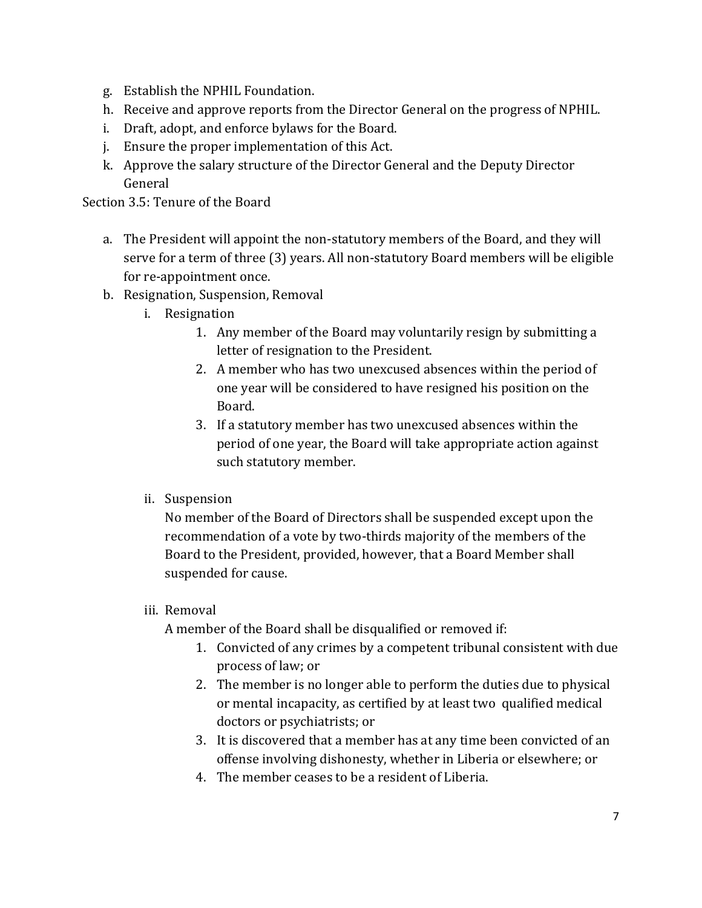g. Establish the NPHIL Foundation.
h. Receive and approve reports from the Director General on the progress of NPHIL.
i. Draft, adopt, and enforce bylaws for the Board.
j. Ensure the proper implementation of this Act.
k. Approve the salary structure of the Director General and the Deputy Director General

Section 3.5: Tenure of the Board

a. The President will appoint the non-statutory members of the Board, and they will serve for a term of three (3) years. All non-statutory Board members will be eligible for re-appointment once.
b. Resignation, Suspension, Removal
   i. Resignation
      1. Any member of the Board may voluntarily resign by submitting a letter of resignation to the President.
      2. A member who has two unexcused absences within the period of one year will be considered to have resigned his position on the Board.
      3. If a statutory member has two unexcused absences within the period of one year, the Board will take appropriate action against such statutory member.

   ii. Suspension
   No member of the Board of Directors shall be suspended except upon the recommendation of a vote by two-thirds majority of the members of the Board to the President, provided, however, that a Board Member shall suspended for cause.

   iii. Removal
   A member of the Board shall be disqualified or removed if:
      1. Convicted of any crimes by a competent tribunal consistent with due process of law; or
      2. The member is no longer able to perform the duties due to physical or mental incapacity, as certified by at least two qualified medical doctors or psychiatrists; or
      3. It is discovered that a member has at any time been convicted of an offense involving dishonesty, whether in Liberia or elsewhere; or
      4. The member ceases to be a resident of Liberia.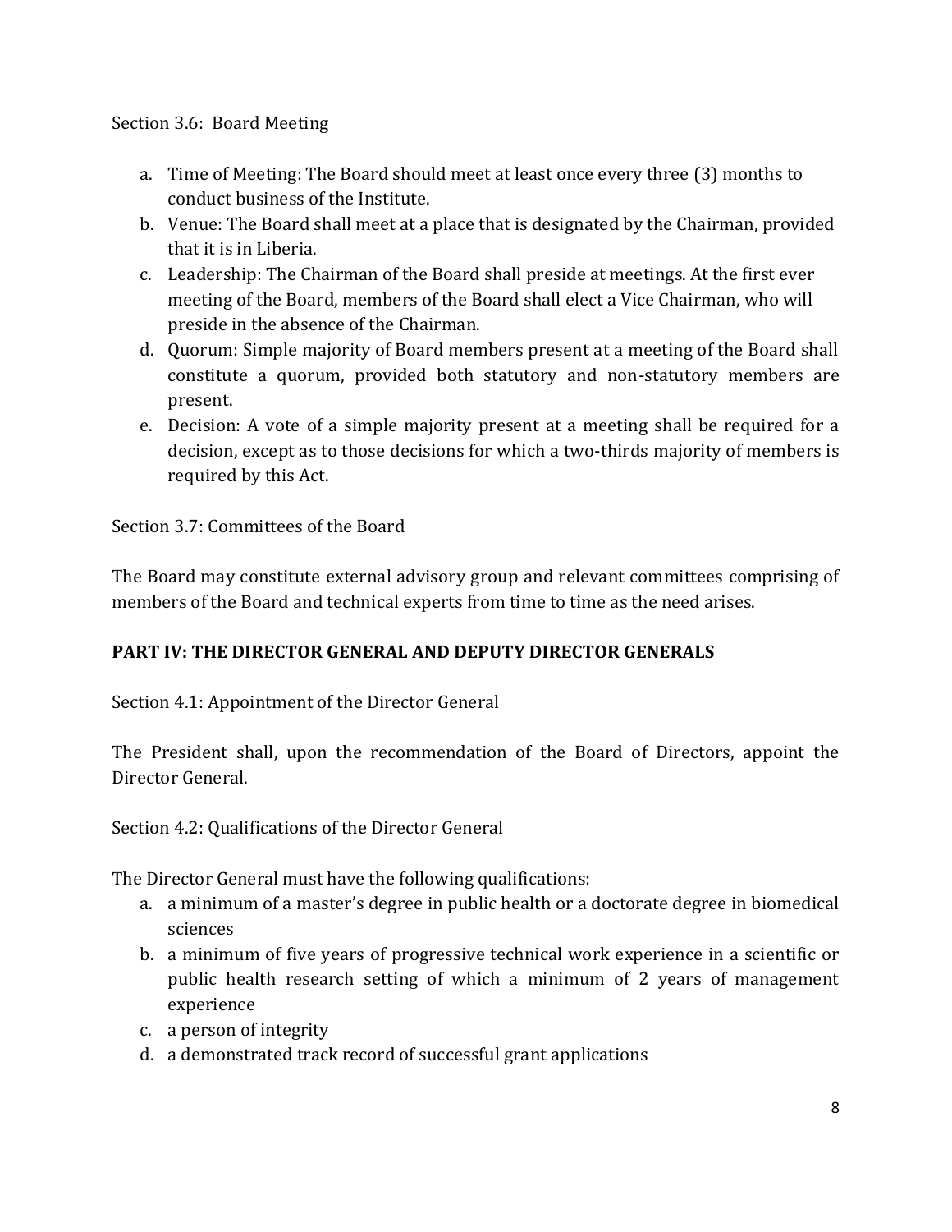Section 3.6: Board Meeting

a. Time of Meeting: The Board should meet at least once every three (3) months to conduct business of the Institute.
b. Venue: The Board shall meet at a place that is designated by the Chairman, provided that it is in Liberia.
c. Leadership: The Chairman of the Board shall preside at meetings. At the first ever meeting of the Board, members of the Board shall elect a Vice Chairman, who will preside in the absence of the Chairman.
d. Quorum: Simple majority of Board members present at a meeting of the Board shall constitute a quorum, provided both statutory and non-statutory members are present.
e. Decision: A vote of a simple majority present at a meeting shall be required for a decision, except as to those decisions for which a two-thirds majority of members is required by this Act.

Section 3.7: Committees of the Board

The Board may constitute external advisory group and relevant committees comprising of members of the Board and technical experts from time to time as the need arises.

## PART IV: THE DIRECTOR GENERAL AND DEPUTY DIRECTOR GENERALS

Section 4.1: Appointment of the Director General

The President shall, upon the recommendation of the Board of Directors, appoint the Director General.

Section 4.2: Qualifications of the Director General

The Director General must have the following qualifications:

a. a minimum of a master's degree in public health or a doctorate degree in biomedical sciences
b. a minimum of five years of progressive technical work experience in a scientific or public health research setting of which a minimum of 2 years of management experience
c. a person of integrity
d. a demonstrated track record of successful grant applications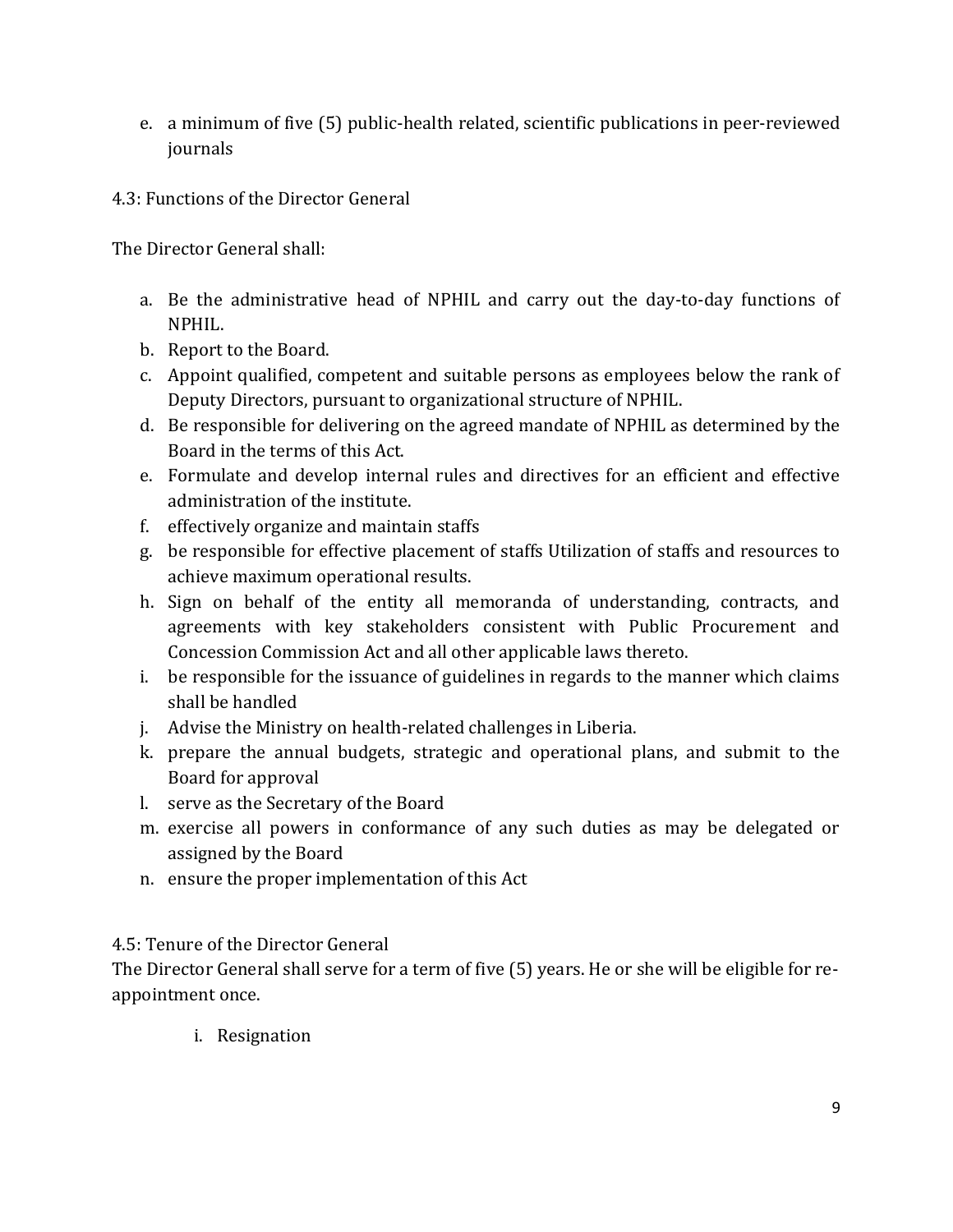e. a minimum of five (5) public-health related, scientific publications in peer-reviewed journals

4.3: Functions of the Director General

The Director General shall:

a. Be the administrative head of NPHIL and carry out the day-to-day functions of NPHIL.
b. Report to the Board.
c. Appoint qualified, competent and suitable persons as employees below the rank of Deputy Directors, pursuant to organizational structure of NPHIL.
d. Be responsible for delivering on the agreed mandate of NPHIL as determined by the Board in the terms of this Act.
e. Formulate and develop internal rules and directives for an efficient and effective administration of the institute.
f. effectively organize and maintain staffs
g. be responsible for effective placement of staffs Utilization of staffs and resources to achieve maximum operational results.
h. Sign on behalf of the entity all memoranda of understanding, contracts, and agreements with key stakeholders consistent with Public Procurement and Concession Commission Act and all other applicable laws thereto.
i. be responsible for the issuance of guidelines in regards to the manner which claims shall be handled
j. Advise the Ministry on health-related challenges in Liberia.
k. prepare the annual budgets, strategic and operational plans, and submit to the Board for approval
l. serve as the Secretary of the Board
m. exercise all powers in conformance of any such duties as may be delegated or assigned by the Board
n. ensure the proper implementation of this Act

4.5: Tenure of the Director General

The Director General shall serve for a term of five (5) years. He or she will be eligible for re-appointment once.

i. Resignation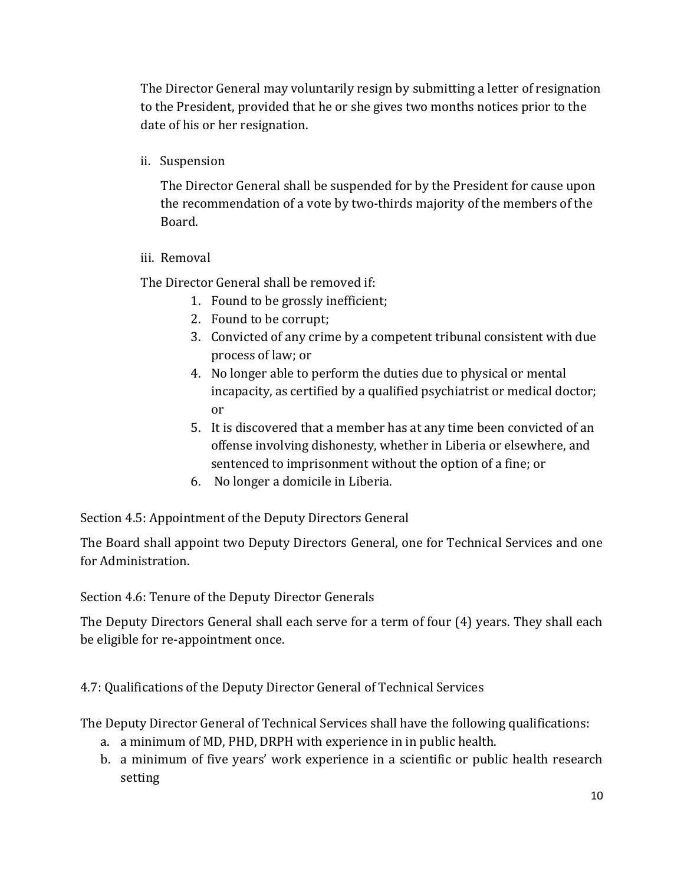The Director General may voluntarily resign by submitting a letter of resignation to the President, provided that he or she gives two months notices prior to the date of his or her resignation.

ii. Suspension

The Director General shall be suspended for by the President for cause upon the recommendation of a vote by two-thirds majority of the members of the Board.

iii. Removal

The Director General shall be removed if:

1. Found to be grossly inefficient;
2. Found to be corrupt;
3. Convicted of any crime by a competent tribunal consistent with due process of law; or
4. No longer able to perform the duties due to physical or mental incapacity, as certified by a qualified psychiatrist or medical doctor; or
5. It is discovered that a member has at any time been convicted of an offense involving dishonesty, whether in Liberia or elsewhere, and sentenced to imprisonment without the option of a fine; or
6. No longer a domicile in Liberia.

Section 4.5: Appointment of the Deputy Directors General

The Board shall appoint two Deputy Directors General, one for Technical Services and one for Administration.

Section 4.6: Tenure of the Deputy Director Generals

The Deputy Directors General shall each serve for a term of four (4) years. They shall each be eligible for re-appointment once.

4.7: Qualifications of the Deputy Director General of Technical Services

The Deputy Director General of Technical Services shall have the following qualifications:

a. a minimum of MD, PHD, DRPH with experience in in public health.
b. a minimum of five years' work experience in a scientific or public health research setting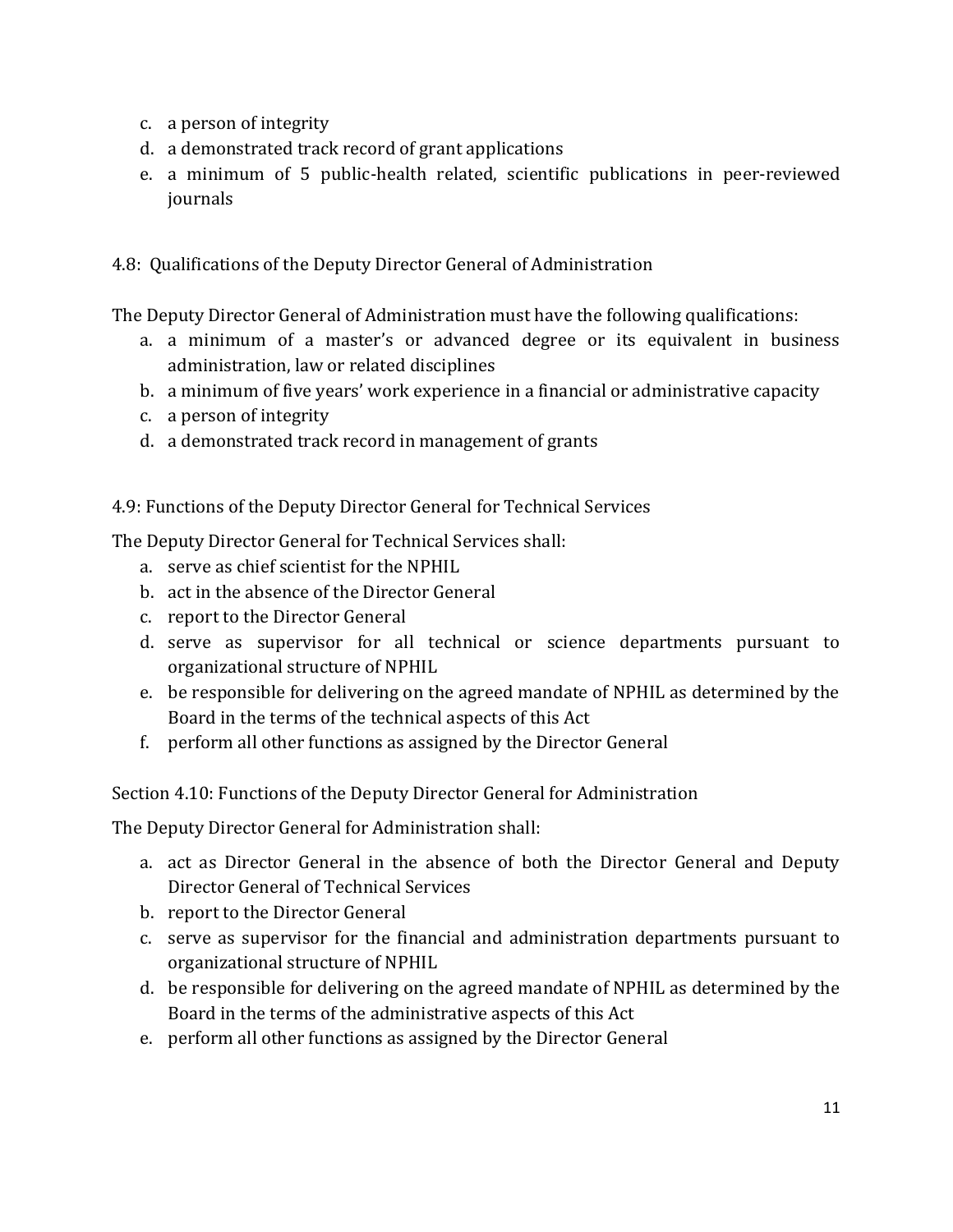c. a person of integrity
d. a demonstrated track record of grant applications
e. a minimum of 5 public-health related, scientific publications in peer-reviewed journals

4.8: Qualifications of the Deputy Director General of Administration

The Deputy Director General of Administration must have the following qualifications:

a. a minimum of a master's or advanced degree or its equivalent in business administration, law or related disciplines
b. a minimum of five years' work experience in a financial or administrative capacity
c. a person of integrity
d. a demonstrated track record in management of grants

4.9: Functions of the Deputy Director General for Technical Services

The Deputy Director General for Technical Services shall:

a. serve as chief scientist for the NPHIL
b. act in the absence of the Director General
c. report to the Director General
d. serve as supervisor for all technical or science departments pursuant to organizational structure of NPHIL
e. be responsible for delivering on the agreed mandate of NPHIL as determined by the Board in the terms of the technical aspects of this Act
f. perform all other functions as assigned by the Director General

Section 4.10: Functions of the Deputy Director General for Administration

The Deputy Director General for Administration shall:

a. act as Director General in the absence of both the Director General and Deputy Director General of Technical Services
b. report to the Director General
c. serve as supervisor for the financial and administration departments pursuant to organizational structure of NPHIL
d. be responsible for delivering on the agreed mandate of NPHIL as determined by the Board in the terms of the administrative aspects of this Act
e. perform all other functions as assigned by the Director General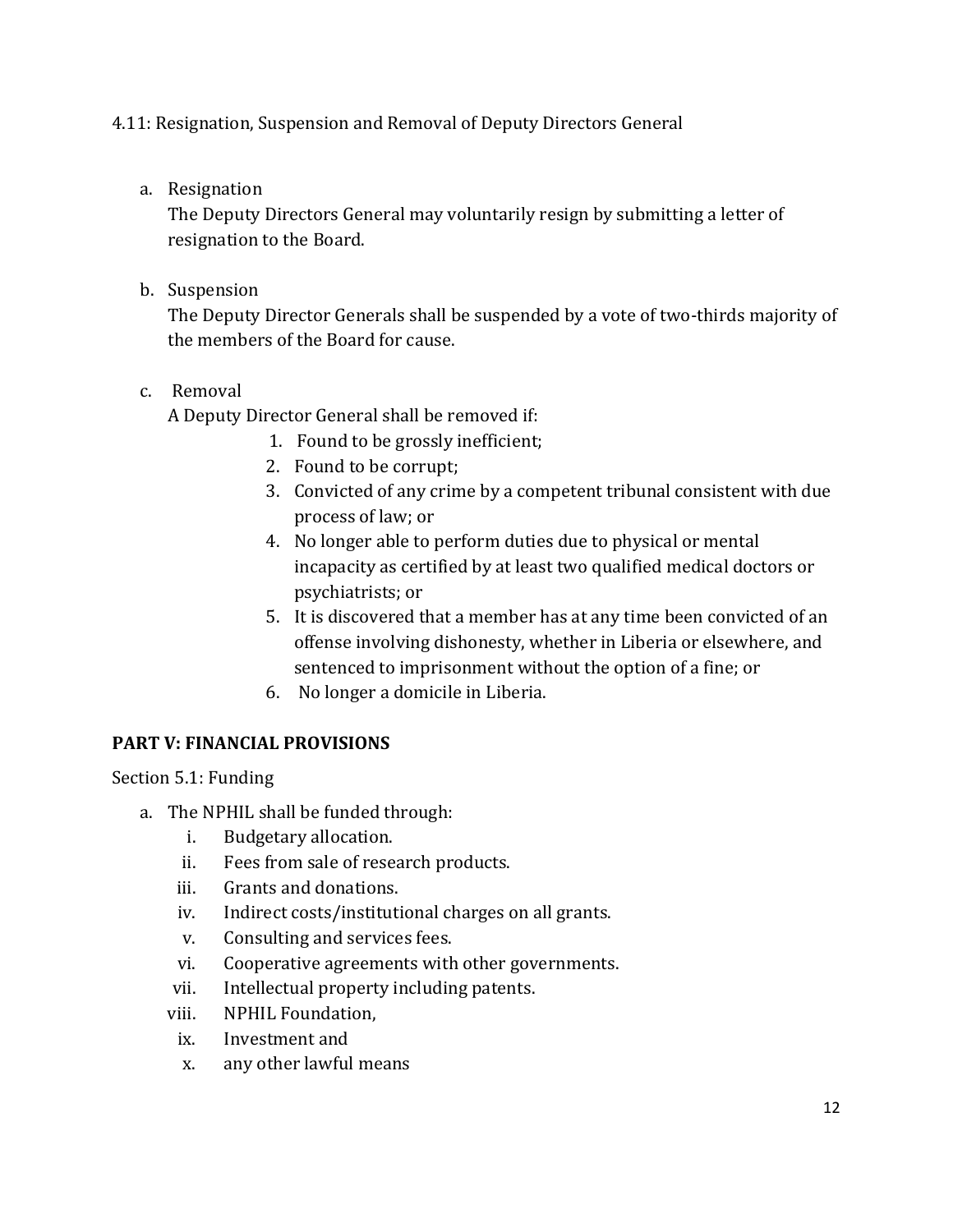4.11: Resignation, Suspension and Removal of Deputy Directors General

a. Resignation
   The Deputy Directors General may voluntarily resign by submitting a letter of resignation to the Board.

b. Suspension
   The Deputy Director Generals shall be suspended by a vote of two-thirds majority of the members of the Board for cause.

c. Removal
   A Deputy Director General shall be removed if:
   1. Found to be grossly inefficient;
   2. Found to be corrupt;
   3. Convicted of any crime by a competent tribunal consistent with due process of law; or
   4. No longer able to perform duties due to physical or mental incapacity as certified by at least two qualified medical doctors or psychiatrists; or
   5. It is discovered that a member has at any time been convicted of an offense involving dishonesty, whether in Liberia or elsewhere, and sentenced to imprisonment without the option of a fine; or
   6. No longer a domicile in Liberia.

**PART V: FINANCIAL PROVISIONS**

Section 5.1: Funding

a. The NPHIL shall be funded through:
   i. Budgetary allocation.
   ii. Fees from sale of research products.
   iii. Grants and donations.
   iv. Indirect costs/institutional charges on all grants.
   v. Consulting and services fees.
   vi. Cooperative agreements with other governments.
   vii. Intellectual property including patents.
   viii. NPHIL Foundation,
   ix. Investment and
   x. any other lawful means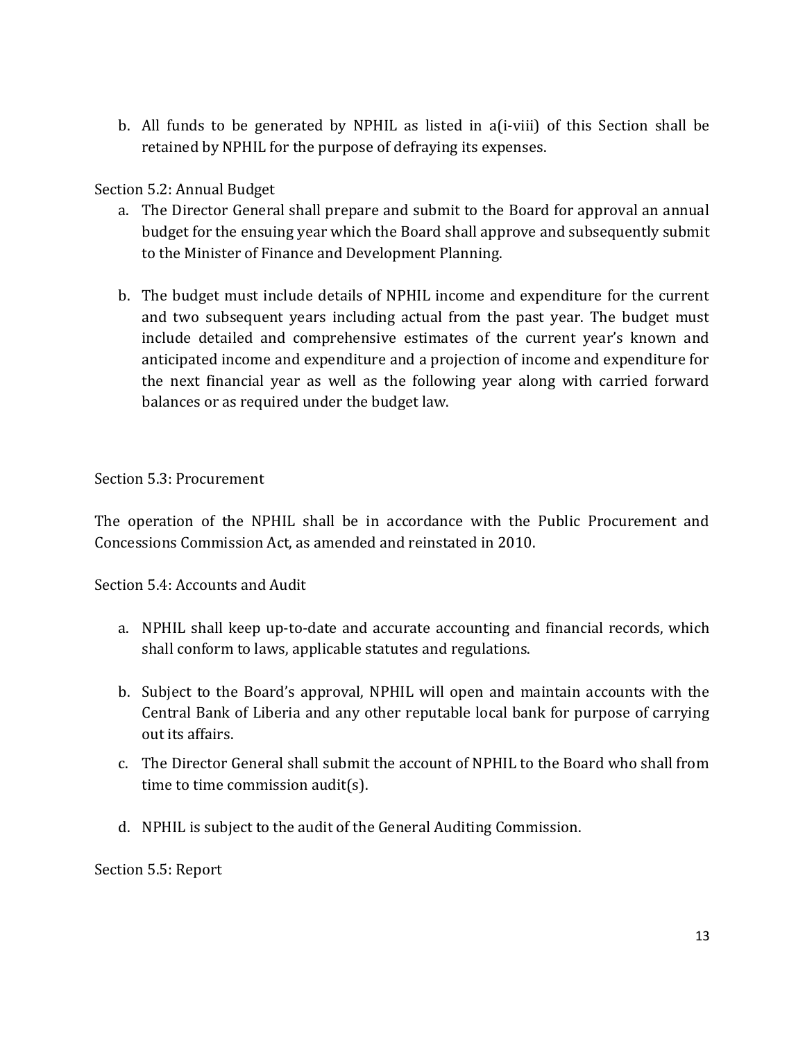b. All funds to be generated by NPHIL as listed in a(i-viii) of this Section shall be retained by NPHIL for the purpose of defraying its expenses.

Section 5.2: Annual Budget

a. The Director General shall prepare and submit to the Board for approval an annual budget for the ensuing year which the Board shall approve and subsequently submit to the Minister of Finance and Development Planning.

b. The budget must include details of NPHIL income and expenditure for the current and two subsequent years including actual from the past year. The budget must include detailed and comprehensive estimates of the current year's known and anticipated income and expenditure and a projection of income and expenditure for the next financial year as well as the following year along with carried forward balances or as required under the budget law.

Section 5.3: Procurement

The operation of the NPHIL shall be in accordance with the Public Procurement and Concessions Commission Act, as amended and reinstated in 2010.

Section 5.4: Accounts and Audit

a. NPHIL shall keep up-to-date and accurate accounting and financial records, which shall conform to laws, applicable statutes and regulations.

b. Subject to the Board's approval, NPHIL will open and maintain accounts with the Central Bank of Liberia and any other reputable local bank for purpose of carrying out its affairs.

c. The Director General shall submit the account of NPHIL to the Board who shall from time to time commission audit(s).

d. NPHIL is subject to the audit of the General Auditing Commission.

Section 5.5: Report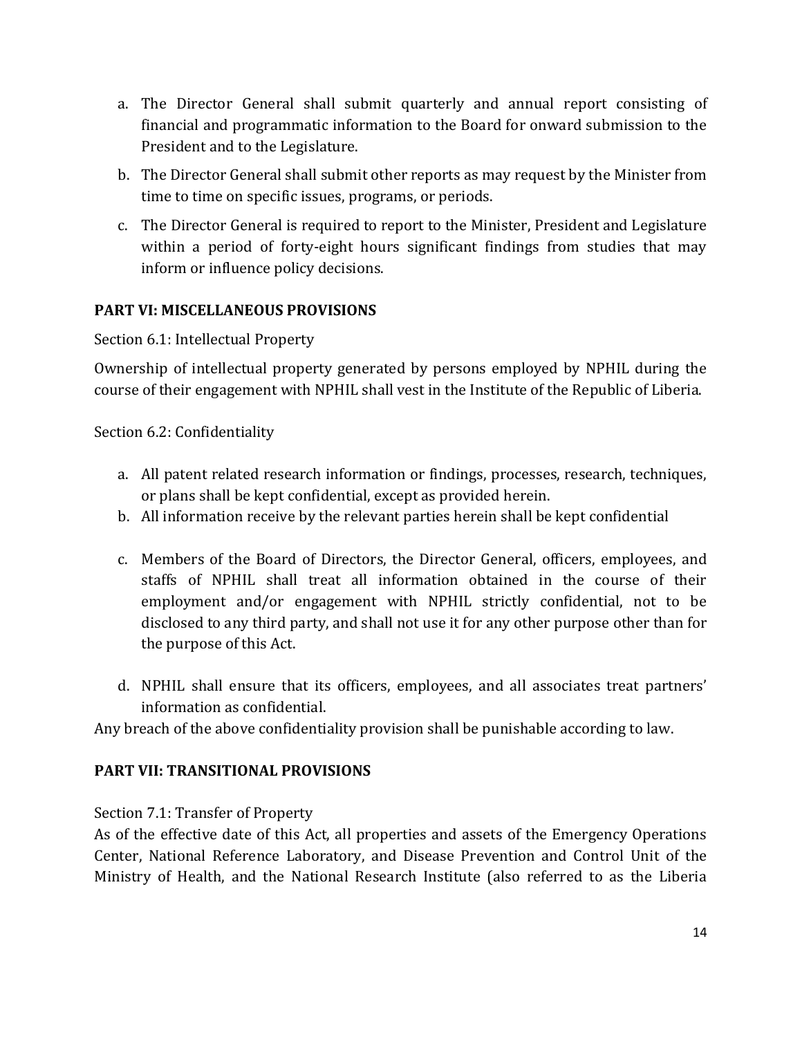a. The Director General shall submit quarterly and annual report consisting of financial and programmatic information to the Board for onward submission to the President and to the Legislature.

b. The Director General shall submit other reports as may request by the Minister from time to time on specific issues, programs, or periods.

c. The Director General is required to report to the Minister, President and Legislature within a period of forty-eight hours significant findings from studies that may inform or influence policy decisions.

## PART VI: MISCELLANEOUS PROVISIONS

Section 6.1: Intellectual Property

Ownership of intellectual property generated by persons employed by NPHIL during the course of their engagement with NPHIL shall vest in the Institute of the Republic of Liberia.

Section 6.2: Confidentiality

a. All patent related research information or findings, processes, research, techniques, or plans shall be kept confidential, except as provided herein.
b. All information receive by the relevant parties herein shall be kept confidential

c. Members of the Board of Directors, the Director General, officers, employees, and staffs of NPHIL shall treat all information obtained in the course of their employment and/or engagement with NPHIL strictly confidential, not to be disclosed to any third party, and shall not use it for any other purpose other than for the purpose of this Act.

d. NPHIL shall ensure that its officers, employees, and all associates treat partners' information as confidential.

Any breach of the above confidentiality provision shall be punishable according to law.

## PART VII: TRANSITIONAL PROVISIONS

Section 7.1: Transfer of Property

As of the effective date of this Act, all properties and assets of the Emergency Operations Center, National Reference Laboratory, and Disease Prevention and Control Unit of the Ministry of Health, and the National Research Institute (also referred to as the Liberia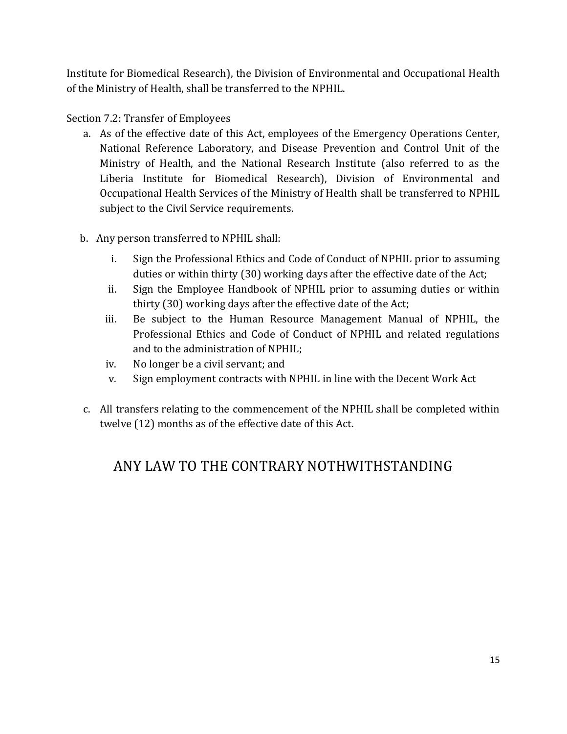Institute for Biomedical Research), the Division of Environmental and Occupational Health of the Ministry of Health, shall be transferred to the NPHIL.

Section 7.2: Transfer of Employees

a. As of the effective date of this Act, employees of the Emergency Operations Center, National Reference Laboratory, and Disease Prevention and Control Unit of the Ministry of Health, and the National Research Institute (also referred to as the Liberia Institute for Biomedical Research), Division of Environmental and Occupational Health Services of the Ministry of Health shall be transferred to NPHIL subject to the Civil Service requirements.

b. Any person transferred to NPHIL shall:

   i. Sign the Professional Ethics and Code of Conduct of NPHIL prior to assuming duties or within thirty (30) working days after the effective date of the Act;
   ii. Sign the Employee Handbook of NPHIL prior to assuming duties or within thirty (30) working days after the effective date of the Act;
   iii. Be subject to the Human Resource Management Manual of NPHIL, the Professional Ethics and Code of Conduct of NPHIL and related regulations and to the administration of NPHIL;
   iv. No longer be a civil servant; and
   v. Sign employment contracts with NPHIL in line with the Decent Work Act

c. All transfers relating to the commencement of the NPHIL shall be completed within twelve (12) months as of the effective date of this Act.

## ANY LAW TO THE CONTRARY NOTHWITHSTANDING